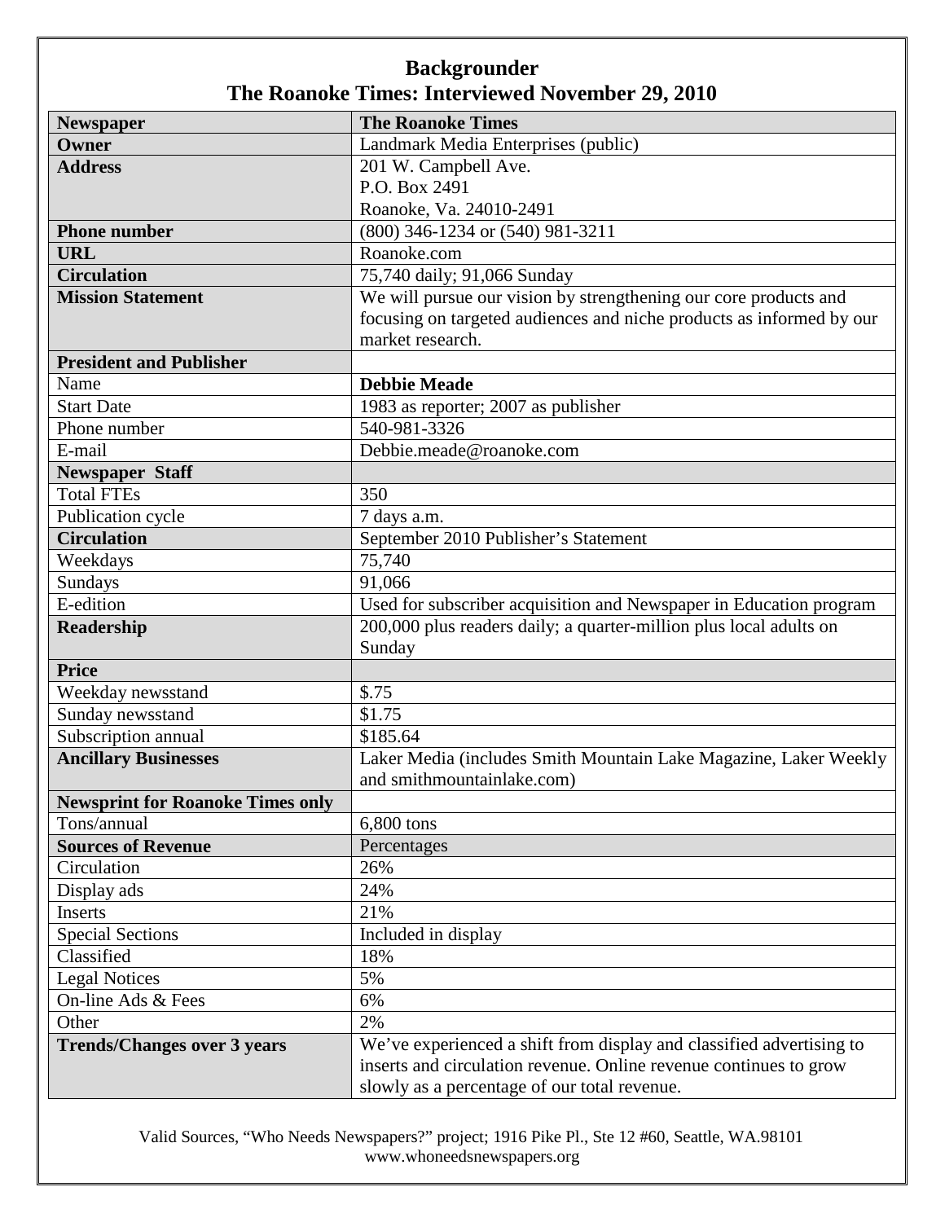# Backgrounder

## The Roanoke Times: Interviewed November 29, 2010

| **Newspaper** | **The Roanoke Times** |
|---|---|
| **Owner** | Landmark Media Enterprises (public) |
| **Address** | 201 W. Campbell Ave.<br>P.O. Box 2491<br>Roanoke, Va. 24010-2491 |
| **Phone number** | (800) 346-1234 or (540) 981-3211 |
| **URL** | Roanoke.com |
| **Circulation** | 75,740 daily; 91,066 Sunday |
| **Mission Statement** | We will pursue our vision by strengthening our core products and focusing on targeted audiences and niche products as informed by our market research. |
| **President and Publisher** | |
| Name | **Debbie Meade** |
| Start Date | 1983 as reporter; 2007 as publisher |
| Phone number | 540-981-3326 |
| E-mail | Debbie.meade@roanoke.com |
| **Newspaper Staff** | |
| Total FTEs | 350 |
| Publication cycle | 7 days a.m. |
| **Circulation** | September 2010 Publisher's Statement |
| Weekdays | 75,740 |
| Sundays | 91,066 |
| E-edition | Used for subscriber acquisition and Newspaper in Education program |
| **Readership** | 200,000 plus readers daily; a quarter-million plus local adults on Sunday |
| **Price** | |
| Weekday newsstand | $.75 |
| Sunday newsstand | $1.75 |
| Subscription annual | $185.64 |
| **Ancillary Businesses** | Laker Media (includes Smith Mountain Lake Magazine, Laker Weekly and smithmountainlake.com) |
| **Newsprint for Roanoke Times only** | |
| Tons/annual | 6,800 tons |
| **Sources of Revenue** | Percentages |
| Circulation | 26% |
| Display ads | 24% |
| Inserts | 21% |
| Special Sections | Included in display |
| Classified | 18% |
| Legal Notices | 5% |
| On-line Ads & Fees | 6% |
| Other | 2% |
| **Trends/Changes over 3 years** | We've experienced a shift from display and classified advertising to inserts and circulation revenue. Online revenue continues to grow slowly as a percentage of our total revenue. |

Valid Sources, "Who Needs Newspapers?" project; 1916 Pike Pl., Ste 12 #60, Seattle, WA.98101
www.whoneedsnewspapers.org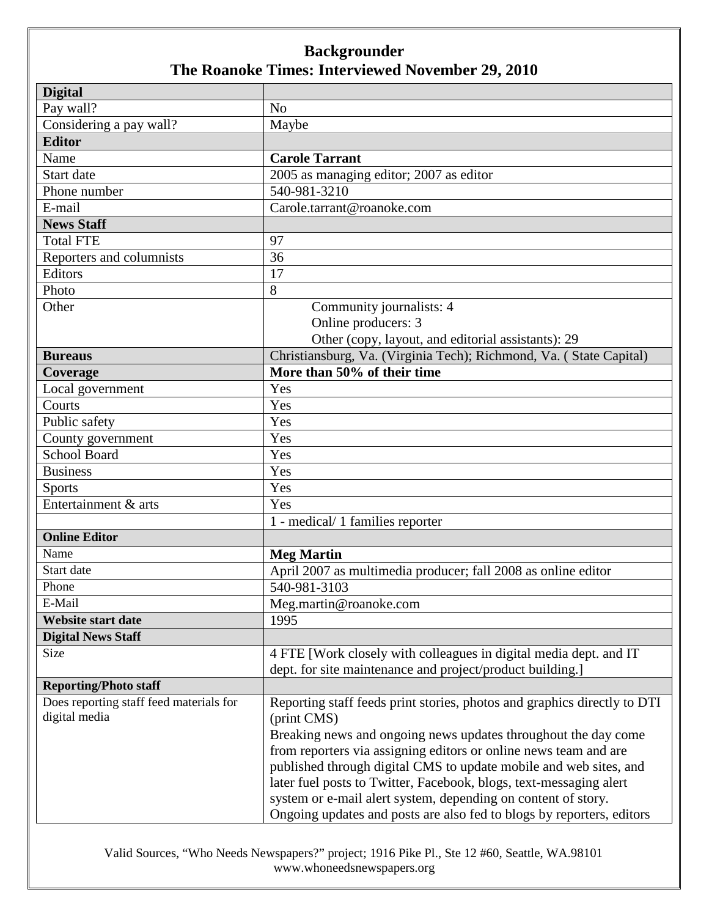## Backgrounder
## The Roanoke Times: Interviewed November 29, 2010

| **Digital** | |
|---|---|
| Pay wall? | No |
| Considering a pay wall? | Maybe |
| **Editor** | |
| Name | **Carole Tarrant** |
| Start date | 2005 as managing editor; 2007 as editor |
| Phone number | 540-981-3210 |
| E-mail | Carole.tarrant@roanoke.com |
| **News Staff** | |
| Total FTE | 97 |
| Reporters and columnists | 36 |
| Editors | 17 |
| Photo | 8 |
| Other | Community journalists: 4<br>Online producers: 3<br>Other (copy, layout, and editorial assistants): 29 |
| **Bureaus** | Christiansburg, Va. (Virginia Tech); Richmond, Va. ( State Capital) |
| **Coverage** | **More than 50% of their time** |
| Local government | Yes |
| Courts | Yes |
| Public safety | Yes |
| County government | Yes |
| School Board | Yes |
| Business | Yes |
| Sports | Yes |
| Entertainment & arts | Yes |
| | 1 - medical/ 1 families reporter |
| **Online Editor** | |
| Name | **Meg Martin** |
| Start date | April 2007 as multimedia producer; fall 2008 as online editor |
| Phone | 540-981-3103 |
| E-Mail | Meg.martin@roanoke.com |
| **Website start date** | 1995 |
| **Digital News Staff** | |
| Size | 4 FTE [Work closely with colleagues in digital media dept. and IT dept. for site maintenance and project/product building.] |
| **Reporting/Photo staff** | |
| Does reporting staff feed materials for digital media | Reporting staff feeds print stories, photos and graphics directly to DTI (print CMS)<br>Breaking news and ongoing news updates throughout the day come from reporters via assigning editors or online news team and are published through digital CMS to update mobile and web sites, and later fuel posts to Twitter, Facebook, blogs, text-messaging alert system or e-mail alert system, depending on content of story.<br>Ongoing updates and posts are also fed to blogs by reporters, editors |

Valid Sources, "Who Needs Newspapers?" project; 1916 Pike Pl., Ste 12 #60, Seattle, WA.98101
www.whoneedsnewspapers.org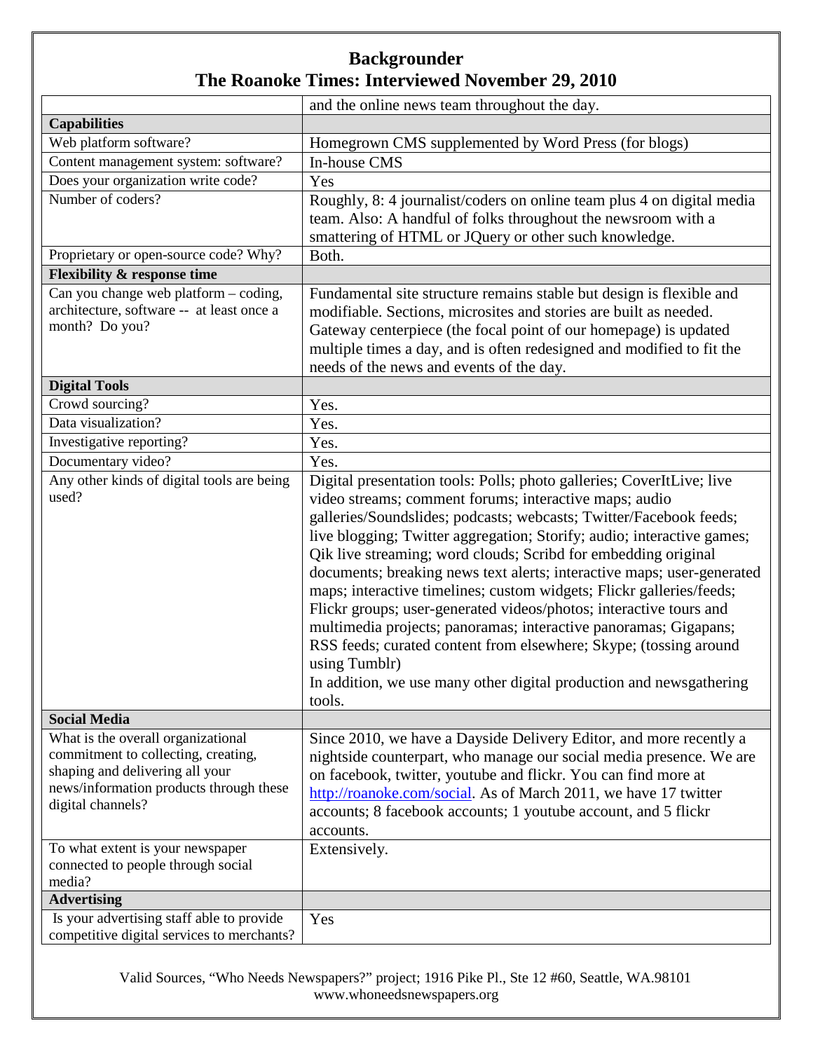# Backgrounder

## The Roanoke Times: Interviewed November 29, 2010

| | |
|---|---|
| | and the online news team throughout the day. |
| **Capabilities** | |
| Web platform software? | Homegrown CMS supplemented by Word Press (for blogs) |
| Content management system: software? | In-house CMS |
| Does your organization write code? | Yes |
| Number of coders? | Roughly, 8: 4 journalist/coders on online team plus 4 on digital media team. Also: A handful of folks throughout the newsroom with a smattering of HTML or JQuery or other such knowledge. |
| Proprietary or open-source code? Why? | Both. |
| **Flexibility & response time** | |
| Can you change web platform – coding, architecture, software -- at least once a month? Do you? | Fundamental site structure remains stable but design is flexible and modifiable. Sections, microsites and stories are built as needed. Gateway centerpiece (the focal point of our homepage) is updated multiple times a day, and is often redesigned and modified to fit the needs of the news and events of the day. |
| **Digital Tools** | |
| Crowd sourcing? | Yes. |
| Data visualization? | Yes. |
| Investigative reporting? | Yes. |
| Documentary video? | Yes. |
| Any other kinds of digital tools are being used? | Digital presentation tools: Polls; photo galleries; CoverItLive; live video streams; comment forums; interactive maps; audio galleries/Soundslides; podcasts; webcasts; Twitter/Facebook feeds; live blogging; Twitter aggregation; Storify; audio; interactive games; Qik live streaming; word clouds; Scribd for embedding original documents; breaking news text alerts; interactive maps; user-generated maps; interactive timelines; custom widgets; Flickr galleries/feeds; Flickr groups; user-generated videos/photos; interactive tours and multimedia projects; panoramas; interactive panoramas; Gigapans; RSS feeds; curated content from elsewhere; Skype; (tossing around using Tumblr)<br>In addition, we use many other digital production and newsgathering tools. |
| **Social Media** | |
| What is the overall organizational commitment to collecting, creating, shaping and delivering all your news/information products through these digital channels? | Since 2010, we have a Dayside Delivery Editor, and more recently a nightside counterpart, who manage our social media presence. We are on facebook, twitter, youtube and flickr. You can find more at http://roanoke.com/social. As of March 2011, we have 17 twitter accounts; 8 facebook accounts; 1 youtube account, and 5 flickr accounts. |
| To what extent is your newspaper connected to people through social media? | Extensively. |
| **Advertising** | |
| Is your advertising staff able to provide competitive digital services to merchants? | Yes |

Valid Sources, "Who Needs Newspapers?" project; 1916 Pike Pl., Ste 12 #60, Seattle, WA.98101
www.whoneedsnewspapers.org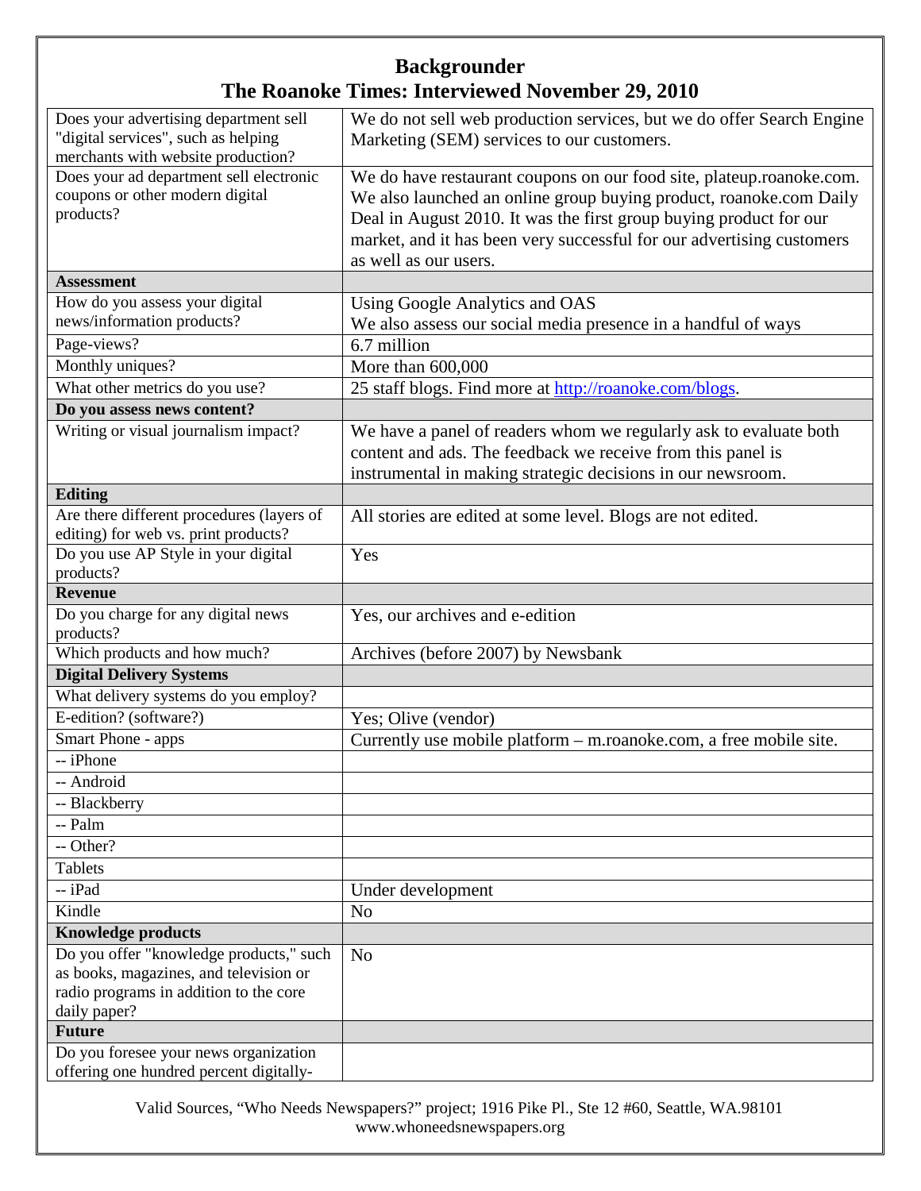# Backgrounder

## The Roanoke Times: Interviewed November 29, 2010

| | |
|---|---|
| Does your advertising department sell "digital services", such as helping merchants with website production? | We do not sell web production services, but we do offer Search Engine Marketing (SEM) services to our customers. |
| Does your ad department sell electronic coupons or other modern digital products? | We do have restaurant coupons on our food site, plateup.roanoke.com. We also launched an online group buying product, roanoke.com Daily Deal in August 2010. It was the first group buying product for our market, and it has been very successful for our advertising customers as well as our users. |
| **Assessment** | |
| How do you assess your digital news/information products? | Using Google Analytics and OAS<br>We also assess our social media presence in a handful of ways |
| Page-views? | 6.7 million |
| Monthly uniques? | More than 600,000 |
| What other metrics do you use? | 25 staff blogs. Find more at http://roanoke.com/blogs. |
| **Do you assess news content?** | |
| Writing or visual journalism impact? | We have a panel of readers whom we regularly ask to evaluate both content and ads. The feedback we receive from this panel is instrumental in making strategic decisions in our newsroom. |
| **Editing** | |
| Are there different procedures (layers of editing) for web vs. print products? | All stories are edited at some level. Blogs are not edited. |
| Do you use AP Style in your digital products? | Yes |
| **Revenue** | |
| Do you charge for any digital news products? | Yes, our archives and e-edition |
| Which products and how much? | Archives (before 2007) by Newsbank |
| **Digital Delivery Systems** | |
| What delivery systems do you employ? | |
| E-edition? (software?) | Yes; Olive (vendor) |
| Smart Phone - apps | Currently use mobile platform – m.roanoke.com, a free mobile site. |
| -- iPhone | |
| -- Android | |
| -- Blackberry | |
| -- Palm | |
| -- Other? | |
| Tablets | |
| -- iPad | Under development |
| Kindle | No |
| **Knowledge products** | |
| Do you offer "knowledge products," such as books, magazines, and television or radio programs in addition to the core daily paper? | No |
| **Future** | |
| Do you foresee your news organization offering one hundred percent digitally- | |

Valid Sources, "Who Needs Newspapers?" project; 1916 Pike Pl., Ste 12 #60, Seattle, WA.98101
www.whoneedsnewspapers.org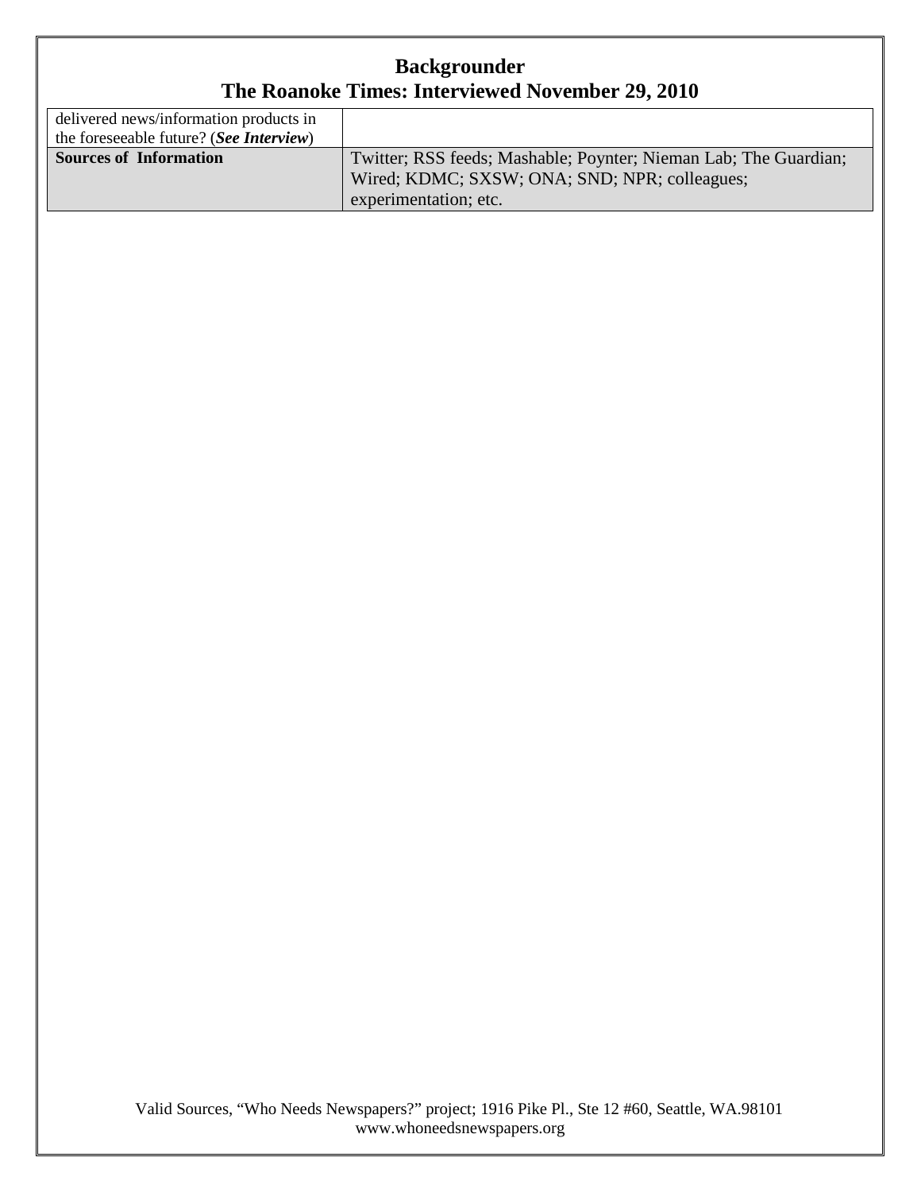| | |
|---|---|
| delivered news/information products in the foreseeable future? (***See Interview***) | |
| **Sources of Information** | Twitter; RSS feeds; Mashable; Poynter; Nieman Lab; The Guardian; Wired; KDMC; SXSW; ONA; SND; NPR; colleagues; experimentation; etc. |